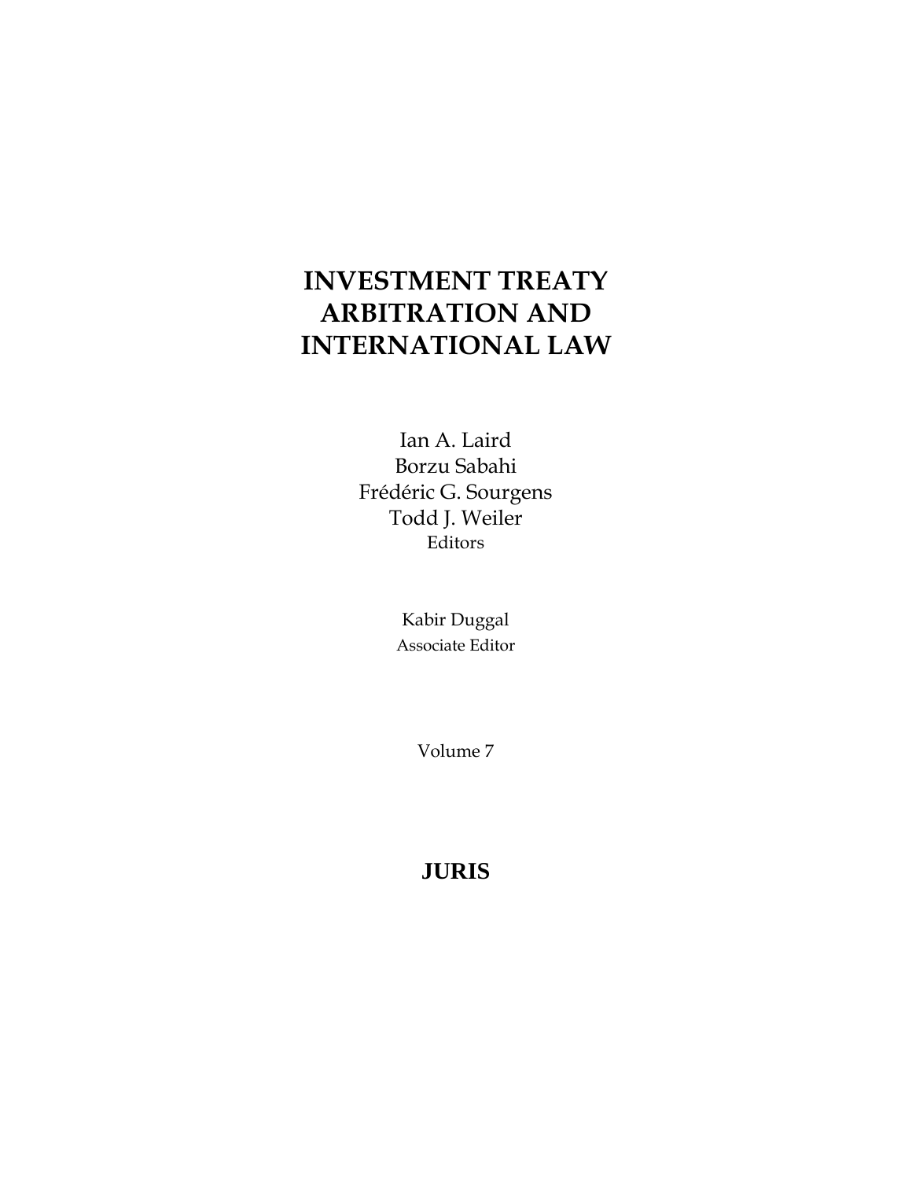# INVESTMENT TREATY ARBITRATION AND INTERNATIONAL LAW

Ian A. Laird
Borzu Sabahi
Frédéric G. Sourgens
Todd J. Weiler
Editors

Kabir Duggal
Associate Editor

Volume 7

**JURIS**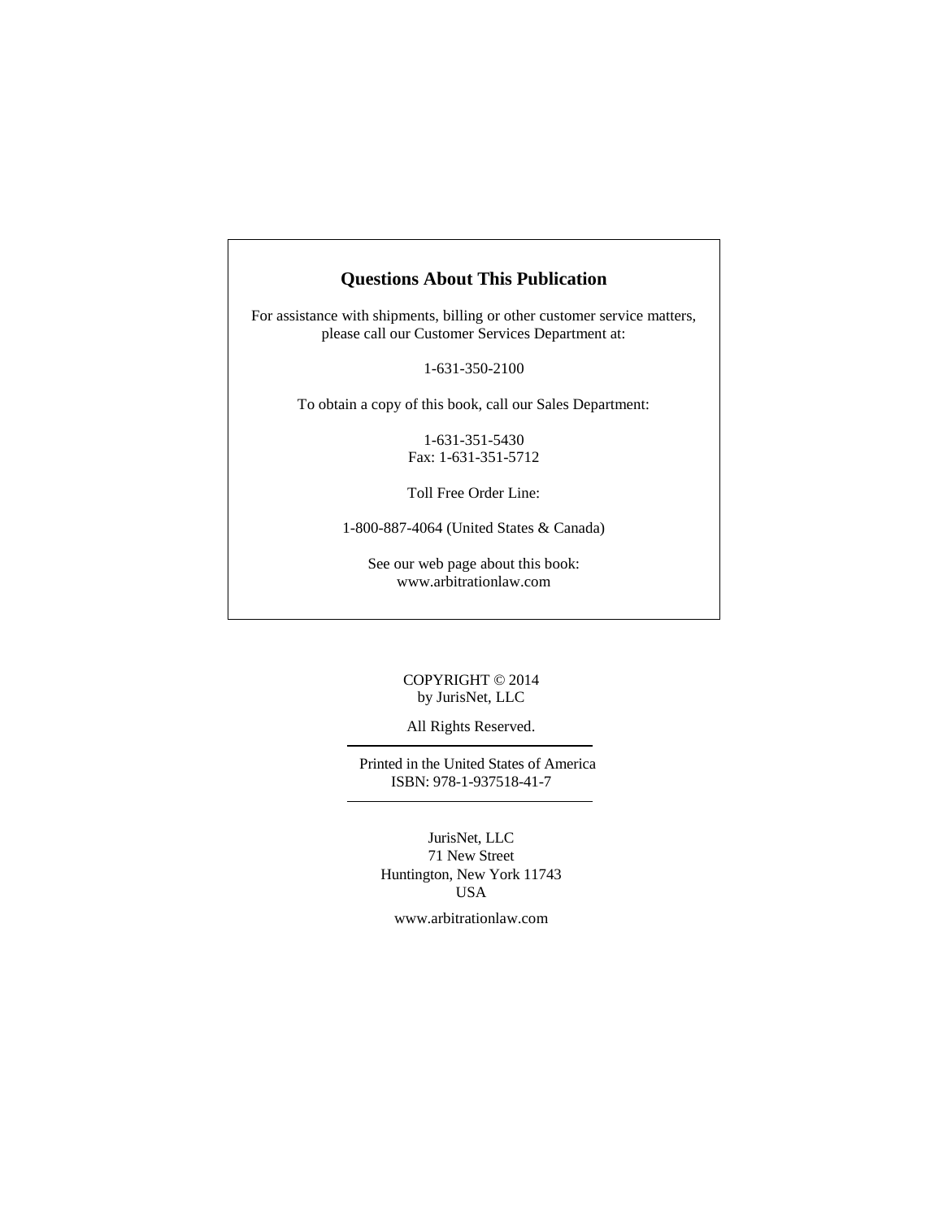## Questions About This Publication

For assistance with shipments, billing or other customer service matters, please call our Customer Services Department at:

1-631-350-2100

To obtain a copy of this book, call our Sales Department:

1-631-351-5430
Fax: 1-631-351-5712

Toll Free Order Line:

1-800-887-4064 (United States & Canada)

See our web page about this book:
www.arbitrationlaw.com

COPYRIGHT © 2014
by JurisNet, LLC

All Rights Reserved.

---

Printed in the United States of America
ISBN: 978-1-937518-41-7

---

JurisNet, LLC
71 New Street
Huntington, New York 11743
USA

www.arbitrationlaw.com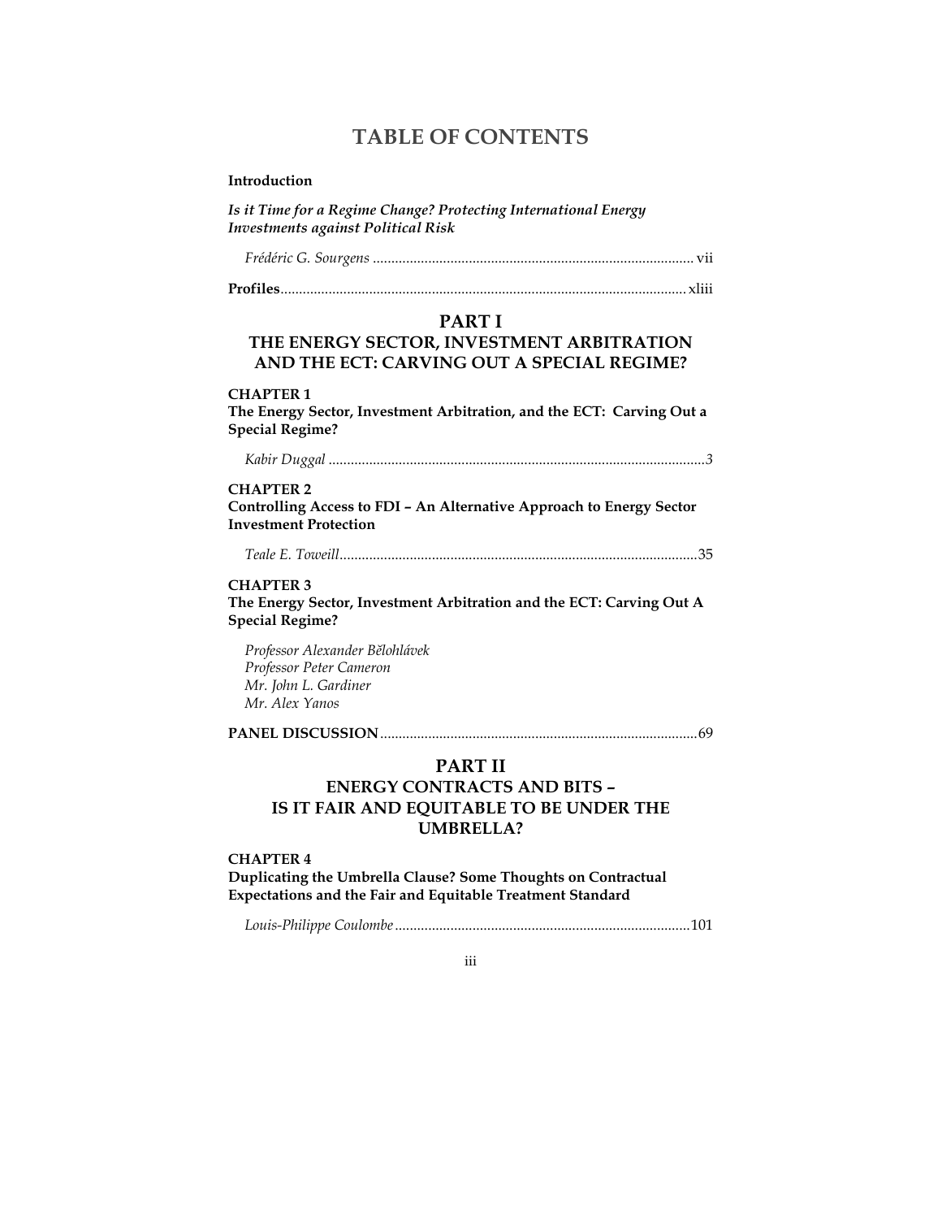# TABLE OF CONTENTS

**Introduction**

***Is it Time for a Regime Change? Protecting International Energy Investments against Political Risk***

*Frédéric G. Sourgens* ..................................................................................... vii

**Profiles**............................................................................................................ xliii

## PART I
## THE ENERGY SECTOR, INVESTMENT ARBITRATION AND THE ECT: CARVING OUT A SPECIAL REGIME?

**CHAPTER 1**
**The Energy Sector, Investment Arbitration, and the ECT: Carving Out a Special Regime?**

*Kabir Duggal* .....................................................................................................3

**CHAPTER 2**
**Controlling Access to FDI – An Alternative Approach to Energy Sector Investment Protection**

*Teale E. Toweill*................................................................................................35

**CHAPTER 3**
**The Energy Sector, Investment Arbitration and the ECT: Carving Out A Special Regime?**

*Professor Alexander Bělohlávek*
*Professor Peter Cameron*
*Mr. John L. Gardiner*
*Mr. Alex Yanos*

**PANEL DISCUSSION**.....................................................................................69

## PART II
## ENERGY CONTRACTS AND BITS – IS IT FAIR AND EQUITABLE TO BE UNDER THE UMBRELLA?

**CHAPTER 4**
**Duplicating the Umbrella Clause? Some Thoughts on Contractual Expectations and the Fair and Equitable Treatment Standard**

*Louis-Philippe Coulombe* ...............................................................................101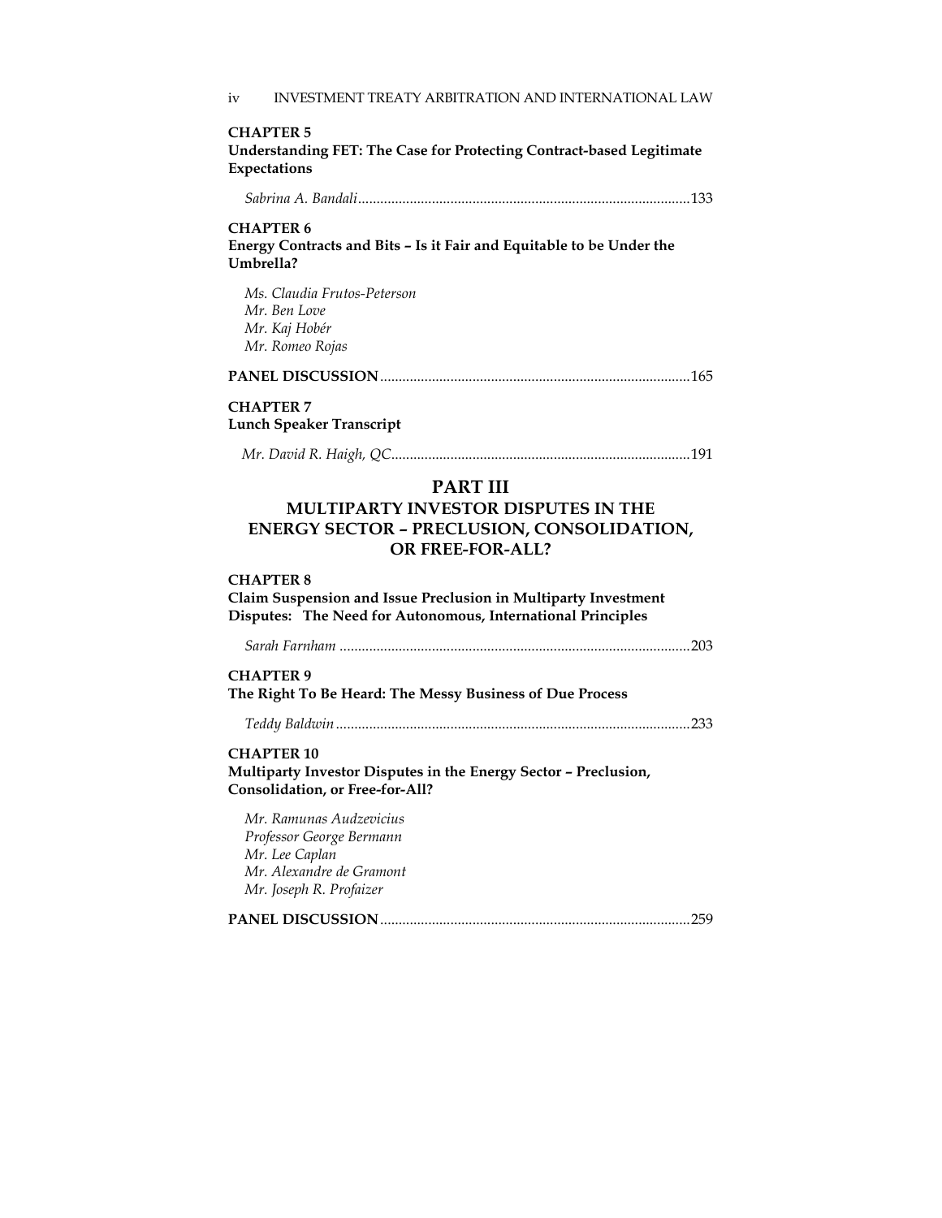**CHAPTER 5**
**Understanding FET: The Case for Protecting Contract-based Legitimate Expectations**

*Sabrina A. Bandali*......................................................................................133

**CHAPTER 6**
**Energy Contracts and Bits – Is it Fair and Equitable to be Under the Umbrella?**

*Ms. Claudia Frutos-Peterson*
*Mr. Ben Love*
*Mr. Kaj Hobér*
*Mr. Romeo Rojas*

**PANEL DISCUSSION**..................................................................................165

**CHAPTER 7**
**Lunch Speaker Transcript**

*Mr. David R. Haigh, QC*..............................................................................191

# PART III
## MULTIPARTY INVESTOR DISPUTES IN THE ENERGY SECTOR – PRECLUSION, CONSOLIDATION, OR FREE-FOR-ALL?

**CHAPTER 8**
**Claim Suspension and Issue Preclusion in Multiparty Investment Disputes: The Need for Autonomous, International Principles**

*Sarah Farnham* ............................................................................................203

**CHAPTER 9**
**The Right To Be Heard: The Messy Business of Due Process**

*Teddy Baldwin*..............................................................................................233

**CHAPTER 10**
**Multiparty Investor Disputes in the Energy Sector – Preclusion, Consolidation, or Free-for-All?**

*Mr. Ramunas Audzevicius*
*Professor George Bermann*
*Mr. Lee Caplan*
*Mr. Alexandre de Gramont*
*Mr. Joseph R. Profaizer*

**PANEL DISCUSSION**..................................................................................259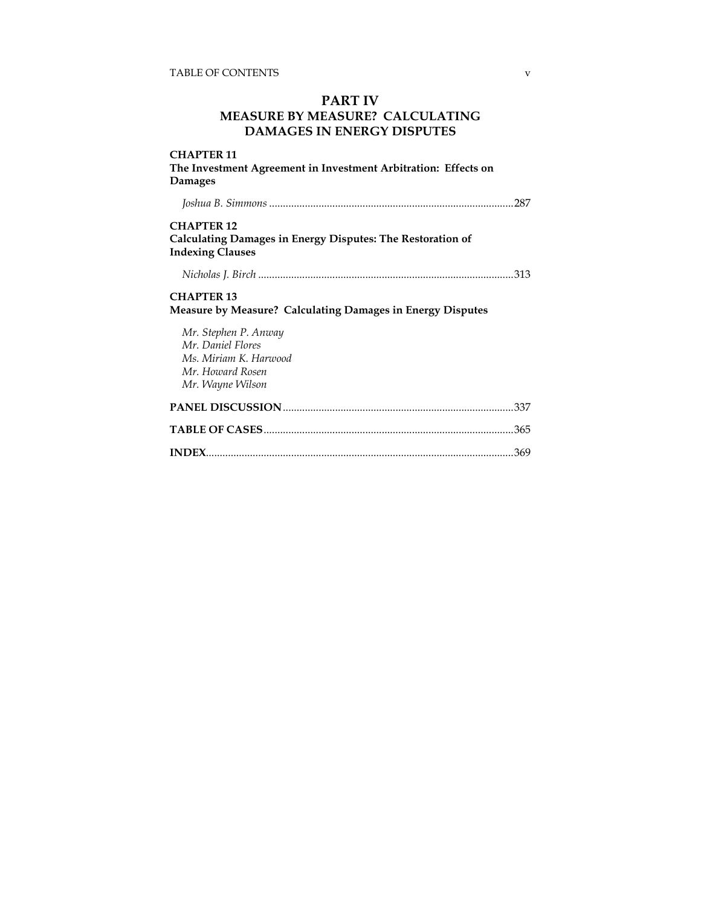# PART IV
## MEASURE BY MEASURE? CALCULATING DAMAGES IN ENERGY DISPUTES

**CHAPTER 11**
**The Investment Agreement in Investment Arbitration: Effects on Damages**

*Joshua B. Simmons* ........................................................................................287

**CHAPTER 12**
**Calculating Damages in Energy Disputes: The Restoration of Indexing Clauses**

*Nicholas J. Birch* ............................................................................................313

**CHAPTER 13**
**Measure by Measure? Calculating Damages in Energy Disputes**

*Mr. Stephen P. Anway*
*Mr. Daniel Flores*
*Ms. Miriam K. Harwood*
*Mr. Howard Rosen*
*Mr. Wayne Wilson*

**PANEL DISCUSSION**...................................................................................337

**TABLE OF CASES**..........................................................................................365

**INDEX**..............................................................................................................369